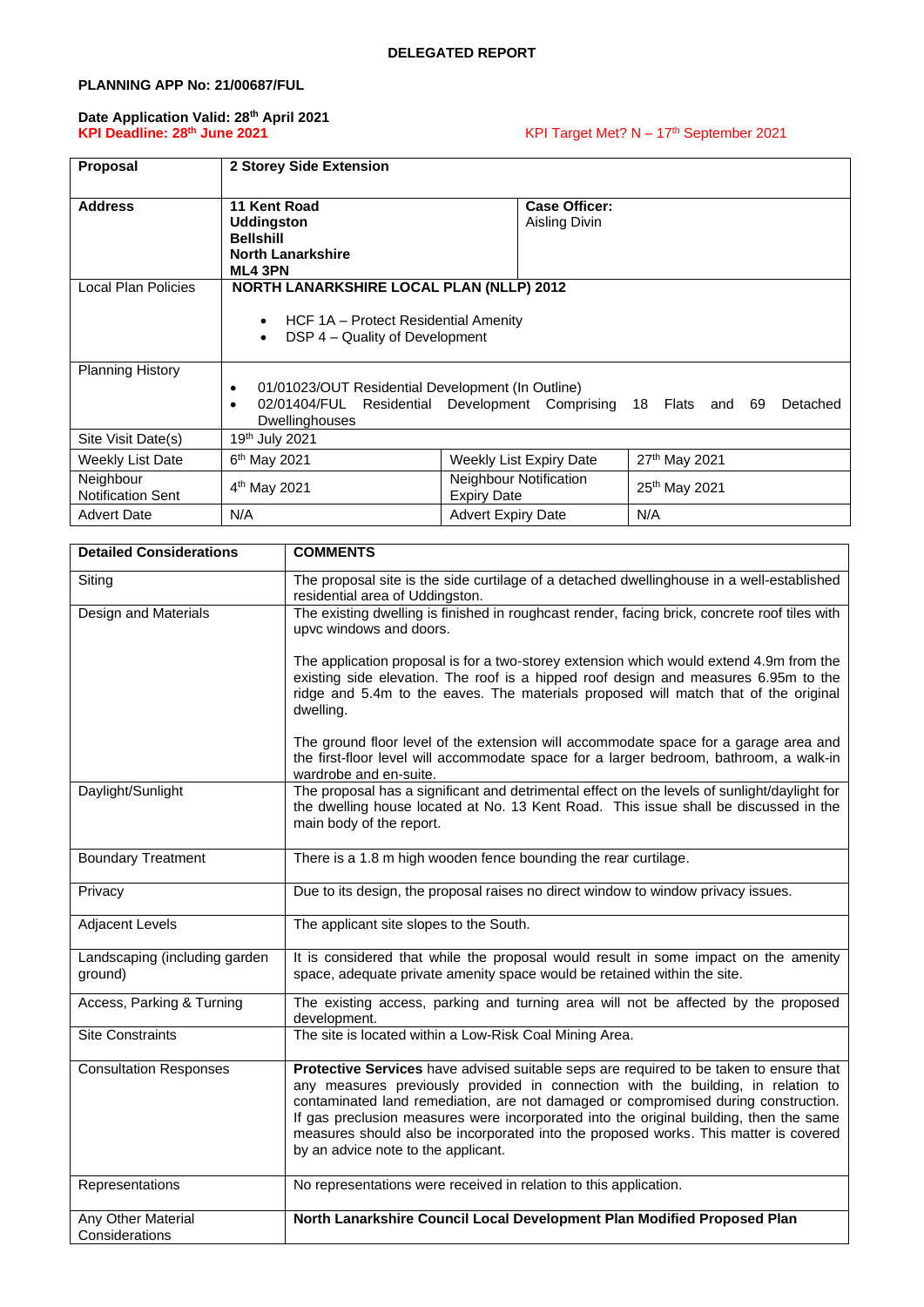**DELEGATED REPORT**

**PLANNING APP No: 21/00687/FUL**

**Date Application Valid: 28th April 2021**
**KPI Deadline: 28th June 2021**

KPI Target Met? N – 17th September 2021

| **Proposal** | **2 Storey Side Extension** | | |
|---|---|---|---|
| **Address** | **11 Kent Road**<br>**Uddingston**<br>**Bellshill**<br>**North Lanarkshire**<br>**ML4 3PN** | **Case Officer:**<br>Aisling Divin | |
| Local Plan Policies | **NORTH LANARKSHIRE LOCAL PLAN (NLLP) 2012**<br>• HCF 1A – Protect Residential Amenity<br>• DSP 4 – Quality of Development | | |
| Planning History | • 01/01023/OUT Residential Development (In Outline)<br>• 02/01404/FUL Residential Development Comprising 18 Flats and 69 Detached Dwellinghouses | | |
| Site Visit Date(s) | 19th July 2021 | | |
| Weekly List Date | 6th May 2021 | Weekly List Expiry Date | 27th May 2021 |
| Neighbour Notification Sent | 4th May 2021 | Neighbour Notification Expiry Date | 25th May 2021 |
| Advert Date | N/A | Advert Expiry Date | N/A |

| **Detailed Considerations** | **COMMENTS** |
|---|---|
| Siting | The proposal site is the side curtilage of a detached dwellinghouse in a well-established residential area of Uddingston. |
| Design and Materials | The existing dwelling is finished in roughcast render, facing brick, concrete roof tiles with upvc windows and doors.<br><br>The application proposal is for a two-storey extension which would extend 4.9m from the existing side elevation. The roof is a hipped roof design and measures 6.95m to the ridge and 5.4m to the eaves. The materials proposed will match that of the original dwelling.<br><br>The ground floor level of the extension will accommodate space for a garage area and the first-floor level will accommodate space for a larger bedroom, bathroom, a walk-in wardrobe and en-suite. |
| Daylight/Sunlight | The proposal has a significant and detrimental effect on the levels of sunlight/daylight for the dwelling house located at No. 13 Kent Road. This issue shall be discussed in the main body of the report. |
| Boundary Treatment | There is a 1.8 m high wooden fence bounding the rear curtilage. |
| Privacy | Due to its design, the proposal raises no direct window to window privacy issues. |
| Adjacent Levels | The applicant site slopes to the South. |
| Landscaping (including garden ground) | It is considered that while the proposal would result in some impact on the amenity space, adequate private amenity space would be retained within the site. |
| Access, Parking & Turning | The existing access, parking and turning area will not be affected by the proposed development. |
| Site Constraints | The site is located within a Low-Risk Coal Mining Area. |
| Consultation Responses | **Protective Services** have advised suitable seps are required to be taken to ensure that any measures previously provided in connection with the building, in relation to contaminated land remediation, are not damaged or compromised during construction. If gas preclusion measures were incorporated into the original building, then the same measures should also be incorporated into the proposed works. This matter is covered by an advice note to the applicant. |
| Representations | No representations were received in relation to this application. |
| Any Other Material Considerations | **North Lanarkshire Council Local Development Plan Modified Proposed Plan** |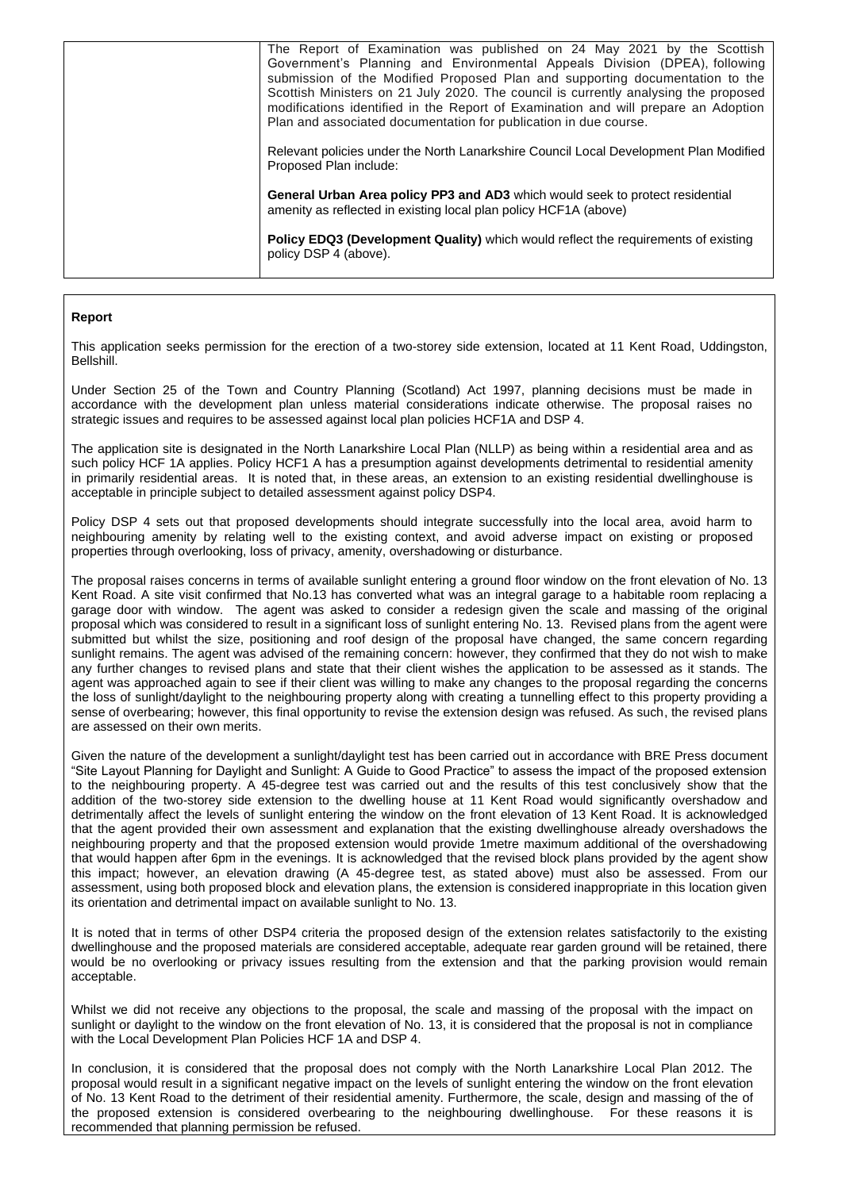| | The Report of Examination was published on 24 May 2021 by the Scottish Government's Planning and Environmental Appeals Division (DPEA), following submission of the Modified Proposed Plan and supporting documentation to the Scottish Ministers on 21 July 2020. The council is currently analysing the proposed modifications identified in the Report of Examination and will prepare an Adoption Plan and associated documentation for publication in due course.<br><br>Relevant policies under the North Lanarkshire Council Local Development Plan Modified Proposed Plan include:<br><br>**General Urban Area policy PP3 and AD3** which would seek to protect residential amenity as reflected in existing local plan policy HCF1A (above)<br><br>**Policy EDQ3 (Development Quality)** which would reflect the requirements of existing policy DSP 4 (above). |
|---|---|

**Report**

This application seeks permission for the erection of a two-storey side extension, located at 11 Kent Road, Uddingston, Bellshill.

Under Section 25 of the Town and Country Planning (Scotland) Act 1997, planning decisions must be made in accordance with the development plan unless material considerations indicate otherwise. The proposal raises no strategic issues and requires to be assessed against local plan policies HCF1A and DSP 4.

The application site is designated in the North Lanarkshire Local Plan (NLLP) as being within a residential area and as such policy HCF 1A applies. Policy HCF1 A has a presumption against developments detrimental to residential amenity in primarily residential areas. It is noted that, in these areas, an extension to an existing residential dwellinghouse is acceptable in principle subject to detailed assessment against policy DSP4.

Policy DSP 4 sets out that proposed developments should integrate successfully into the local area, avoid harm to neighbouring amenity by relating well to the existing context, and avoid adverse impact on existing or proposed properties through overlooking, loss of privacy, amenity, overshadowing or disturbance.

The proposal raises concerns in terms of available sunlight entering a ground floor window on the front elevation of No. 13 Kent Road. A site visit confirmed that No.13 has converted what was an integral garage to a habitable room replacing a garage door with window. The agent was asked to consider a redesign given the scale and massing of the original proposal which was considered to result in a significant loss of sunlight entering No. 13. Revised plans from the agent were submitted but whilst the size, positioning and roof design of the proposal have changed, the same concern regarding sunlight remains. The agent was advised of the remaining concern: however, they confirmed that they do not wish to make any further changes to revised plans and state that their client wishes the application to be assessed as it stands. The agent was approached again to see if their client was willing to make any changes to the proposal regarding the concerns the loss of sunlight/daylight to the neighbouring property along with creating a tunnelling effect to this property providing a sense of overbearing; however, this final opportunity to revise the extension design was refused. As such, the revised plans are assessed on their own merits.

Given the nature of the development a sunlight/daylight test has been carried out in accordance with BRE Press document "Site Layout Planning for Daylight and Sunlight: A Guide to Good Practice" to assess the impact of the proposed extension to the neighbouring property. A 45-degree test was carried out and the results of this test conclusively show that the addition of the two-storey side extension to the dwelling house at 11 Kent Road would significantly overshadow and detrimentally affect the levels of sunlight entering the window on the front elevation of 13 Kent Road. It is acknowledged that the agent provided their own assessment and explanation that the existing dwellinghouse already overshadows the neighbouring property and that the proposed extension would provide 1metre maximum additional of the overshadowing that would happen after 6pm in the evenings. It is acknowledged that the revised block plans provided by the agent show this impact; however, an elevation drawing (A 45-degree test, as stated above) must also be assessed. From our assessment, using both proposed block and elevation plans, the extension is considered inappropriate in this location given its orientation and detrimental impact on available sunlight to No. 13.

It is noted that in terms of other DSP4 criteria the proposed design of the extension relates satisfactorily to the existing dwellinghouse and the proposed materials are considered acceptable, adequate rear garden ground will be retained, there would be no overlooking or privacy issues resulting from the extension and that the parking provision would remain acceptable.

Whilst we did not receive any objections to the proposal, the scale and massing of the proposal with the impact on sunlight or daylight to the window on the front elevation of No. 13, it is considered that the proposal is not in compliance with the Local Development Plan Policies HCF 1A and DSP 4.

In conclusion, it is considered that the proposal does not comply with the North Lanarkshire Local Plan 2012. The proposal would result in a significant negative impact on the levels of sunlight entering the window on the front elevation of No. 13 Kent Road to the detriment of their residential amenity. Furthermore, the scale, design and massing of the of the proposed extension is considered overbearing to the neighbouring dwellinghouse. For these reasons it is recommended that planning permission be refused.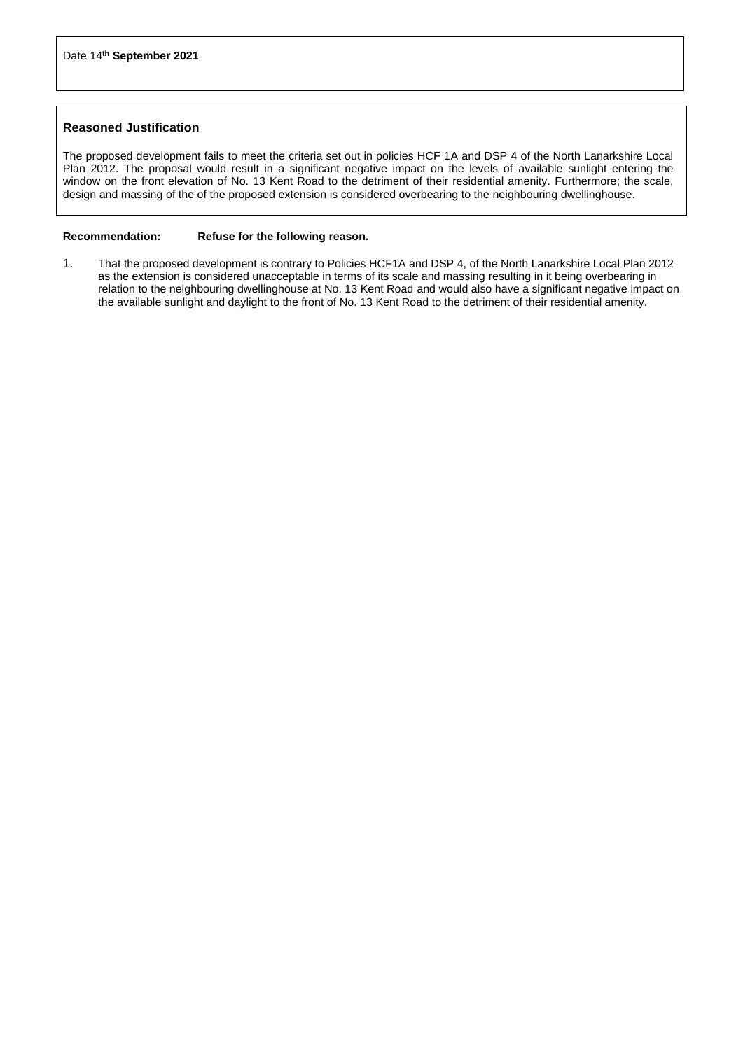Date 14[th] **September 2021**

### Reasoned Justification

The proposed development fails to meet the criteria set out in policies HCF 1A and DSP 4 of the North Lanarkshire Local Plan 2012. The proposal would result in a significant negative impact on the levels of available sunlight entering the window on the front elevation of No. 13 Kent Road to the detriment of their residential amenity. Furthermore; the scale, design and massing of the of the proposed extension is considered overbearing to the neighbouring dwellinghouse.

**Recommendation:** **Refuse for the following reason.**

1. That the proposed development is contrary to Policies HCF1A and DSP 4, of the North Lanarkshire Local Plan 2012 as the extension is considered unacceptable in terms of its scale and massing resulting in it being overbearing in relation to the neighbouring dwellinghouse at No. 13 Kent Road and would also have a significant negative impact on the available sunlight and daylight to the front of No. 13 Kent Road to the detriment of their residential amenity.